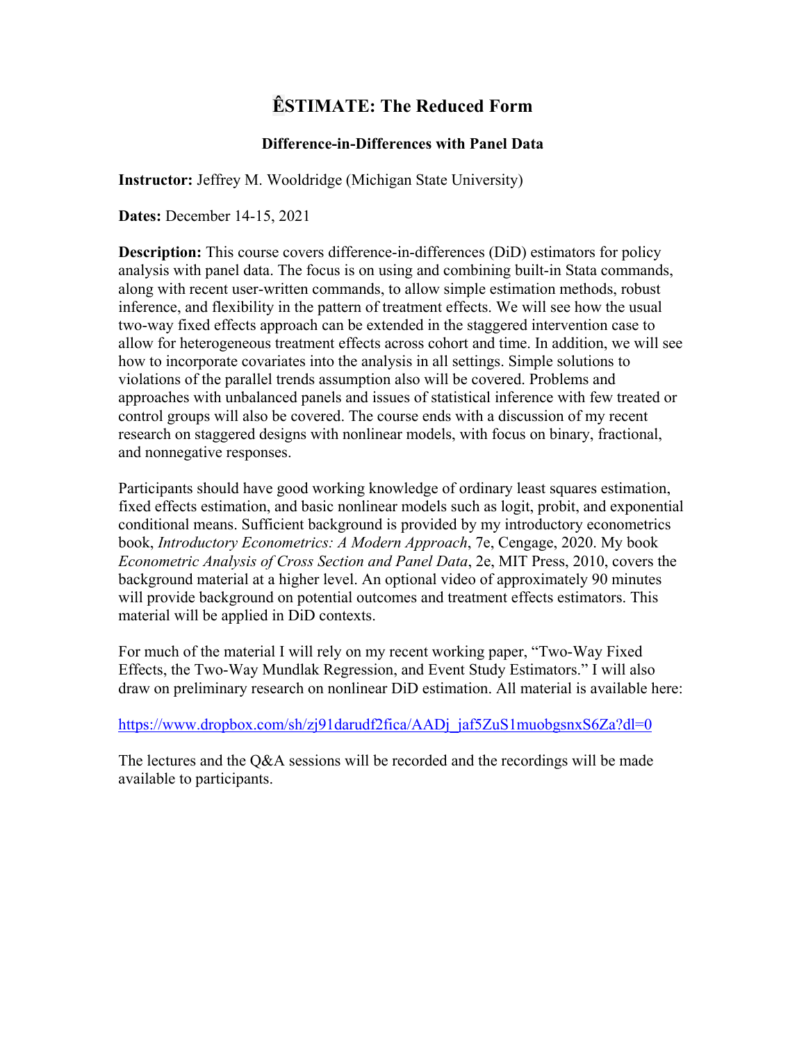# ÊSTIMATE: The Reduced Form

## Difference-in-Differences with Panel Data

**Instructor:** Jeffrey M. Wooldridge (Michigan State University)

**Dates:** December 14-15, 2021

**Description:** This course covers difference-in-differences (DiD) estimators for policy analysis with panel data. The focus is on using and combining built-in Stata commands, along with recent user-written commands, to allow simple estimation methods, robust inference, and flexibility in the pattern of treatment effects. We will see how the usual two-way fixed effects approach can be extended in the staggered intervention case to allow for heterogeneous treatment effects across cohort and time. In addition, we will see how to incorporate covariates into the analysis in all settings. Simple solutions to violations of the parallel trends assumption also will be covered. Problems and approaches with unbalanced panels and issues of statistical inference with few treated or control groups will also be covered. The course ends with a discussion of my recent research on staggered designs with nonlinear models, with focus on binary, fractional, and nonnegative responses.

Participants should have good working knowledge of ordinary least squares estimation, fixed effects estimation, and basic nonlinear models such as logit, probit, and exponential conditional means. Sufficient background is provided by my introductory econometrics book, *Introductory Econometrics: A Modern Approach*, 7e, Cengage, 2020. My book *Econometric Analysis of Cross Section and Panel Data*, 2e, MIT Press, 2010, covers the background material at a higher level. An optional video of approximately 90 minutes will provide background on potential outcomes and treatment effects estimators. This material will be applied in DiD contexts.

For much of the material I will rely on my recent working paper, "Two-Way Fixed Effects, the Two-Way Mundlak Regression, and Event Study Estimators." I will also draw on preliminary research on nonlinear DiD estimation. All material is available here:

https://www.dropbox.com/sh/zj91darudf2fica/AADj_jaf5ZuS1muobgsnxS6Za?dl=0

The lectures and the Q&A sessions will be recorded and the recordings will be made available to participants.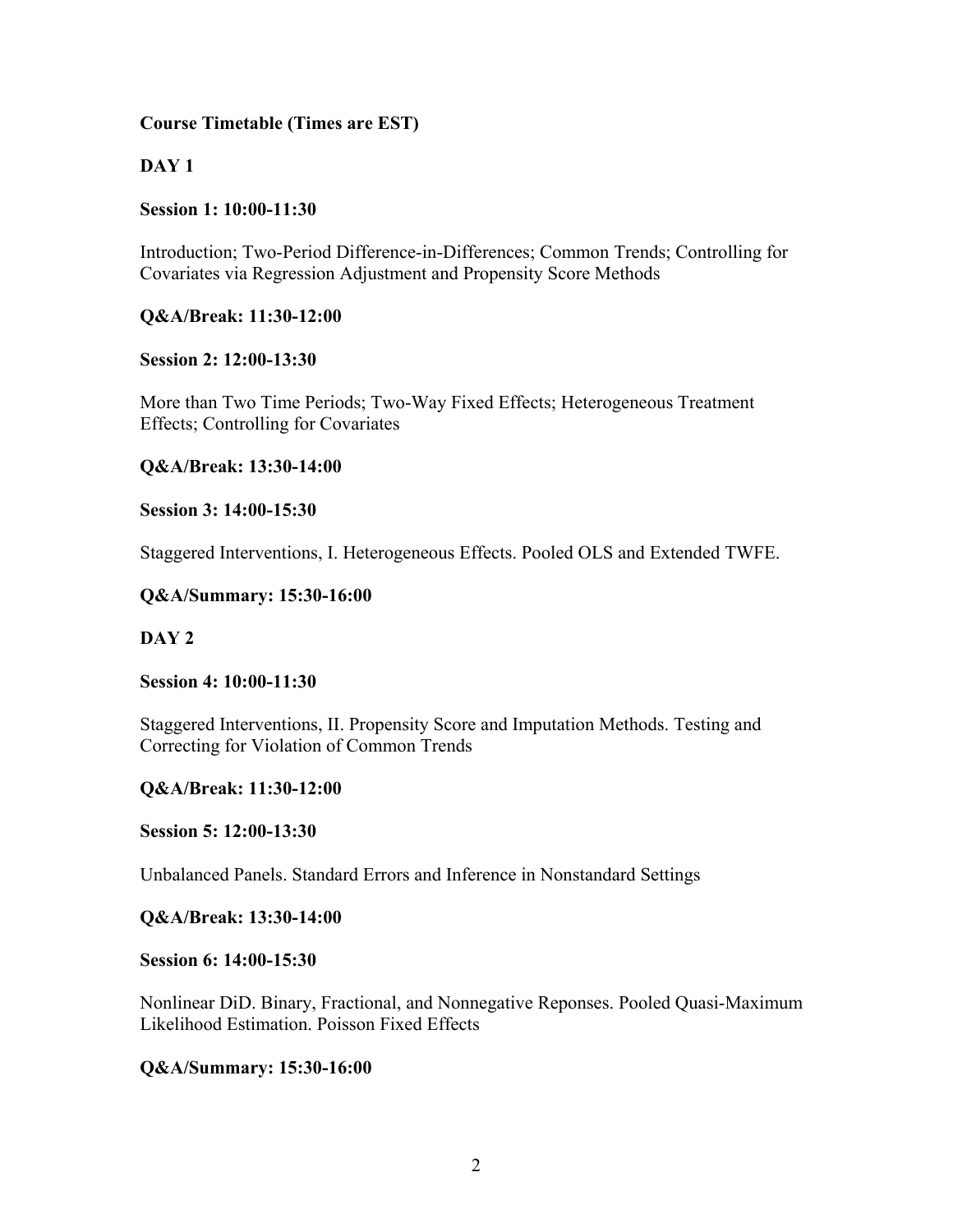**Course Timetable (Times are EST)**

**DAY 1**

**Session 1: 10:00-11:30**

Introduction; Two-Period Difference-in-Differences; Common Trends; Controlling for Covariates via Regression Adjustment and Propensity Score Methods

**Q&A/Break: 11:30-12:00**

**Session 2: 12:00-13:30**

More than Two Time Periods; Two-Way Fixed Effects; Heterogeneous Treatment Effects; Controlling for Covariates

**Q&A/Break: 13:30-14:00**

**Session 3: 14:00-15:30**

Staggered Interventions, I. Heterogeneous Effects. Pooled OLS and Extended TWFE.

**Q&A/Summary: 15:30-16:00**

**DAY 2**

**Session 4: 10:00-11:30**

Staggered Interventions, II. Propensity Score and Imputation Methods. Testing and Correcting for Violation of Common Trends

**Q&A/Break: 11:30-12:00**

**Session 5: 12:00-13:30**

Unbalanced Panels. Standard Errors and Inference in Nonstandard Settings

**Q&A/Break: 13:30-14:00**

**Session 6: 14:00-15:30**

Nonlinear DiD. Binary, Fractional, and Nonnegative Reponses. Pooled Quasi-Maximum Likelihood Estimation. Poisson Fixed Effects

**Q&A/Summary: 15:30-16:00**